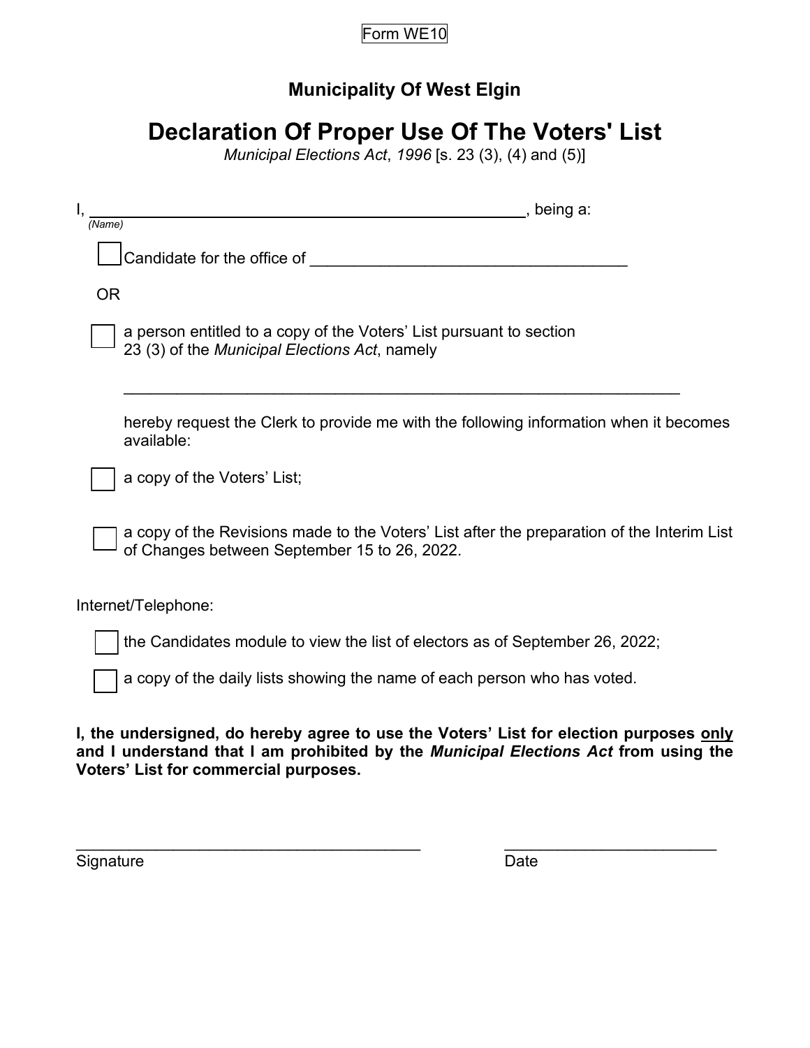Form WE10

## Municipality Of West Elgin

# Declaration Of Proper Use Of The Voters' List

*Municipal Elections Act*, *1996* [s. 23 (3), (4) and (5)]

I, \_\_\_\_\_\_\_\_\_\_\_\_\_\_\_\_\_\_\_\_\_\_\_\_\_\_\_\_\_\_\_\_\_\_\_\_\_\_\_\_\_\_\_\_\_\_, being a:
*(Name)*

☐ Candidate for the office of \_\_\_\_\_\_\_\_\_\_\_\_\_\_\_\_\_\_\_\_\_\_\_\_\_\_\_\_\_\_\_\_\_\_\_\_

OR

☐ a person entitled to a copy of the Voters' List pursuant to section 23 (3) of the *Municipal Elections Act*, namely

\_\_\_\_\_\_\_\_\_\_\_\_\_\_\_\_\_\_\_\_\_\_\_\_\_\_\_\_\_\_\_\_\_\_\_\_\_\_\_\_\_\_\_\_\_\_\_\_\_\_\_\_\_\_\_\_\_\_\_\_\_\_

hereby request the Clerk to provide me with the following information when it becomes available:

☐ a copy of the Voters' List;

☐ a copy of the Revisions made to the Voters' List after the preparation of the Interim List of Changes between September 15 to 26, 2022.

Internet/Telephone:

☐ the Candidates module to view the list of electors as of September 26, 2022;

☐ a copy of the daily lists showing the name of each person who has voted.

**I, the undersigned, do hereby agree to use the Voters' List for election purposes <u>only</u> and I understand that I am prohibited by the *Municipal Elections Act* from using the Voters' List for commercial purposes.**

\_\_\_\_\_\_\_\_\_\_\_\_\_\_\_\_\_\_\_\_\_\_\_\_\_\_\_\_\_\_\_\_\_\_\_\_\_\_\_ \_\_\_\_\_\_\_\_\_\_\_\_\_\_\_\_\_\_\_\_\_\_\_\_\_\_
Signature Date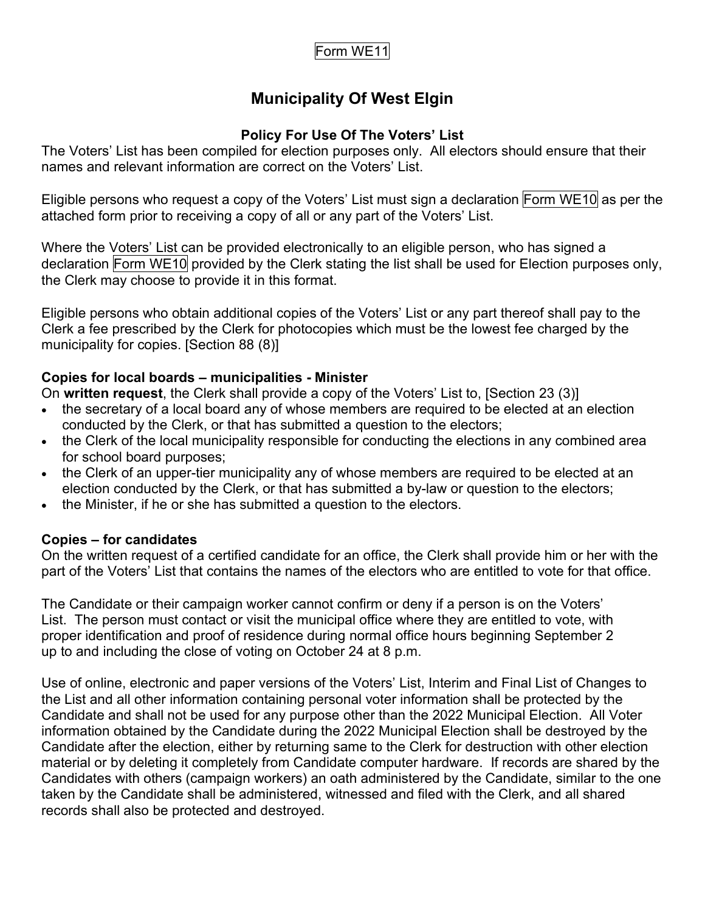Form WE11

## Municipality Of West Elgin

### Policy For Use Of The Voters' List

The Voters' List has been compiled for election purposes only. All electors should ensure that their names and relevant information are correct on the Voters' List.

Eligible persons who request a copy of the Voters' List must sign a declaration Form WE10 as per the attached form prior to receiving a copy of all or any part of the Voters' List.

Where the Voters' List can be provided electronically to an eligible person, who has signed a declaration Form WE10 provided by the Clerk stating the list shall be used for Election purposes only, the Clerk may choose to provide it in this format.

Eligible persons who obtain additional copies of the Voters' List or any part thereof shall pay to the Clerk a fee prescribed by the Clerk for photocopies which must be the lowest fee charged by the municipality for copies. [Section 88 (8)]

**Copies for local boards – municipalities - Minister**

On **written request**, the Clerk shall provide a copy of the Voters' List to, [Section 23 (3)]

- the secretary of a local board any of whose members are required to be elected at an election conducted by the Clerk, or that has submitted a question to the electors;
- the Clerk of the local municipality responsible for conducting the elections in any combined area for school board purposes;
- the Clerk of an upper-tier municipality any of whose members are required to be elected at an election conducted by the Clerk, or that has submitted a by-law or question to the electors;
- the Minister, if he or she has submitted a question to the electors.

**Copies – for candidates**

On the written request of a certified candidate for an office, the Clerk shall provide him or her with the part of the Voters' List that contains the names of the electors who are entitled to vote for that office.

The Candidate or their campaign worker cannot confirm or deny if a person is on the Voters' List. The person must contact or visit the municipal office where they are entitled to vote, with proper identification and proof of residence during normal office hours beginning September 2 up to and including the close of voting on October 24 at 8 p.m.

Use of online, electronic and paper versions of the Voters' List, Interim and Final List of Changes to the List and all other information containing personal voter information shall be protected by the Candidate and shall not be used for any purpose other than the 2022 Municipal Election. All Voter information obtained by the Candidate during the 2022 Municipal Election shall be destroyed by the Candidate after the election, either by returning same to the Clerk for destruction with other election material or by deleting it completely from Candidate computer hardware. If records are shared by the Candidates with others (campaign workers) an oath administered by the Candidate, similar to the one taken by the Candidate shall be administered, witnessed and filed with the Clerk, and all shared records shall also be protected and destroyed.